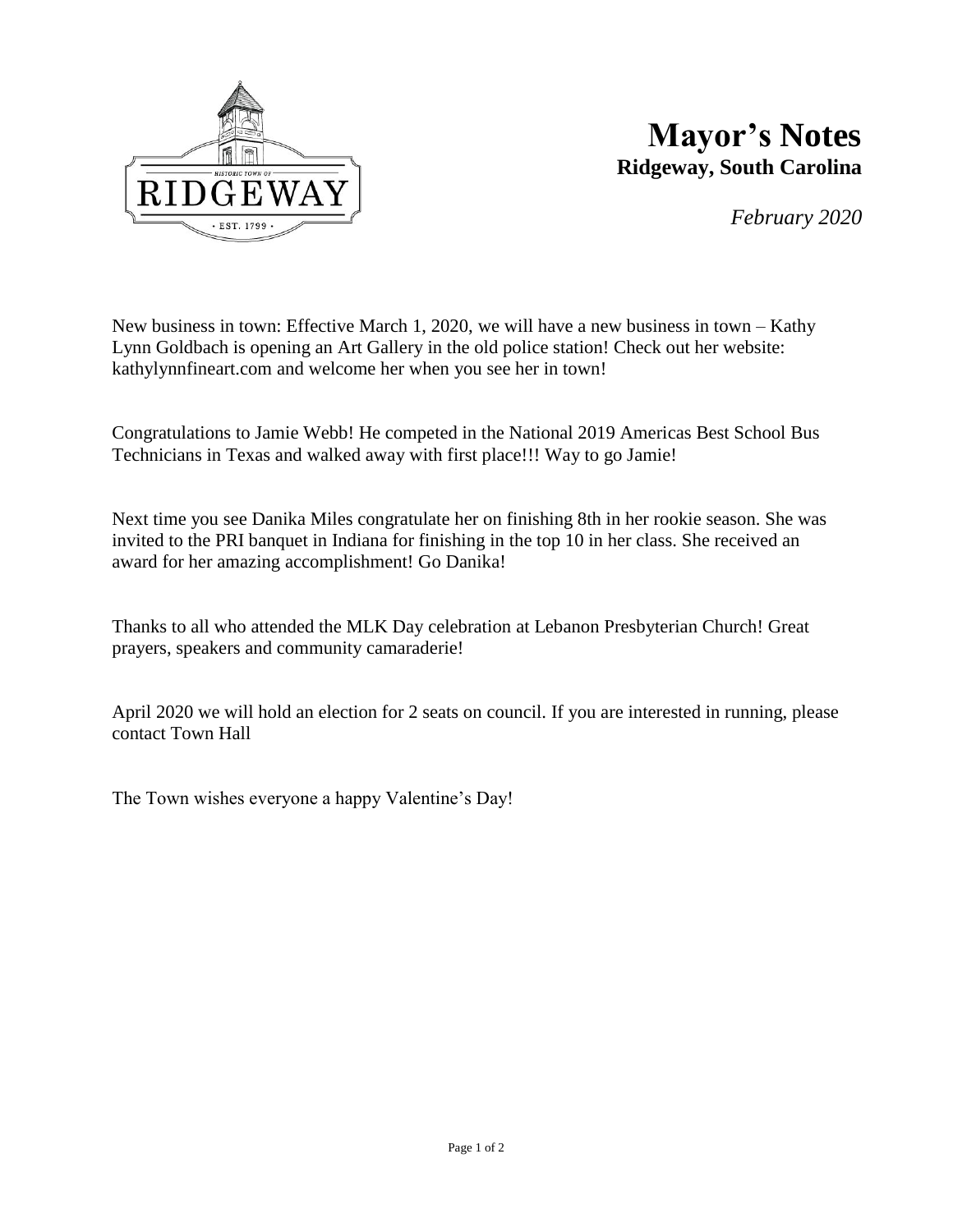# Mayor's Notes

**Ridgeway, South Carolina**

*February 2020*

New business in town: Effective March 1, 2020, we will have a new business in town – Kathy Lynn Goldbach is opening an Art Gallery in the old police station! Check out her website: kathylynnfineart.com and welcome her when you see her in town!

Congratulations to Jamie Webb! He competed in the National 2019 Americas Best School Bus Technicians in Texas and walked away with first place!!! Way to go Jamie!

Next time you see Danika Miles congratulate her on finishing 8th in her rookie season. She was invited to the PRI banquet in Indiana for finishing in the top 10 in her class. She received an award for her amazing accomplishment! Go Danika!

Thanks to all who attended the MLK Day celebration at Lebanon Presbyterian Church! Great prayers, speakers and community camaraderie!

April 2020 we will hold an election for 2 seats on council. If you are interested in running, please contact Town Hall

The Town wishes everyone a happy Valentine's Day!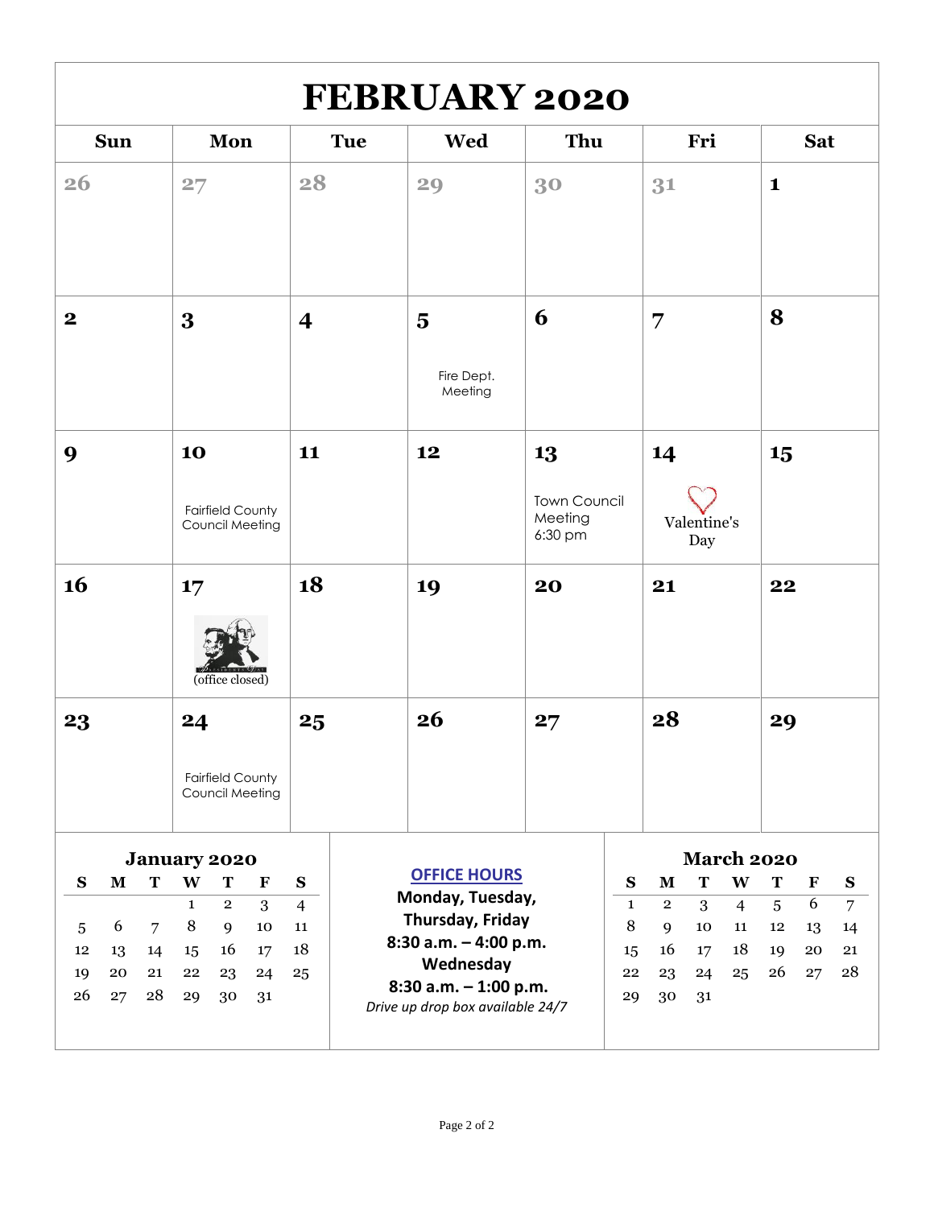# FEBRUARY 2020

| Sun | Mon | Tue | Wed | Thu | Fri | Sat |
|---|---|---|---|---|---|---|
| 26 | 27 | 28 | 29 | 30 | 31 | 1 |
| 2 | 3 | 4 | 5<br>Fire Dept. Meeting | 6 | 7 | 8 |
| 9 | 10<br>Fairfield County Council Meeting | 11 | 12 | 13<br>Town Council Meeting 6:30 pm | 14<br>Valentine's Day | 15 |
| 16 | 17<br>(office closed) | 18 | 19 | 20 | 21 | 22 |
| 23 | 24<br>Fairfield County Council Meeting | 25 | 26 | 27 | 28 | 29 |

### January 2020

| S | M | T | W | T | F | S |
|---|---|---|---|---|---|---|
| | | | 1 | 2 | 3 | 4 |
| 5 | 6 | 7 | 8 | 9 | 10 | 11 |
| 12 | 13 | 14 | 15 | 16 | 17 | 18 |
| 19 | 20 | 21 | 22 | 23 | 24 | 25 |
| 26 | 27 | 28 | 29 | 30 | 31 | |

**OFFICE HOURS**

**Monday, Tuesday, Thursday, Friday**
**8:30 a.m. – 4:00 p.m.**
**Wednesday**
**8:30 a.m. – 1:00 p.m.**
*Drive up drop box available 24/7*

### March 2020

| S | M | T | W | T | F | S |
|---|---|---|---|---|---|---|
| 1 | 2 | 3 | 4 | 5 | 6 | 7 |
| 8 | 9 | 10 | 11 | 12 | 13 | 14 |
| 15 | 16 | 17 | 18 | 19 | 20 | 21 |
| 22 | 23 | 24 | 25 | 26 | 27 | 28 |
| 29 | 30 | 31 | | | | |